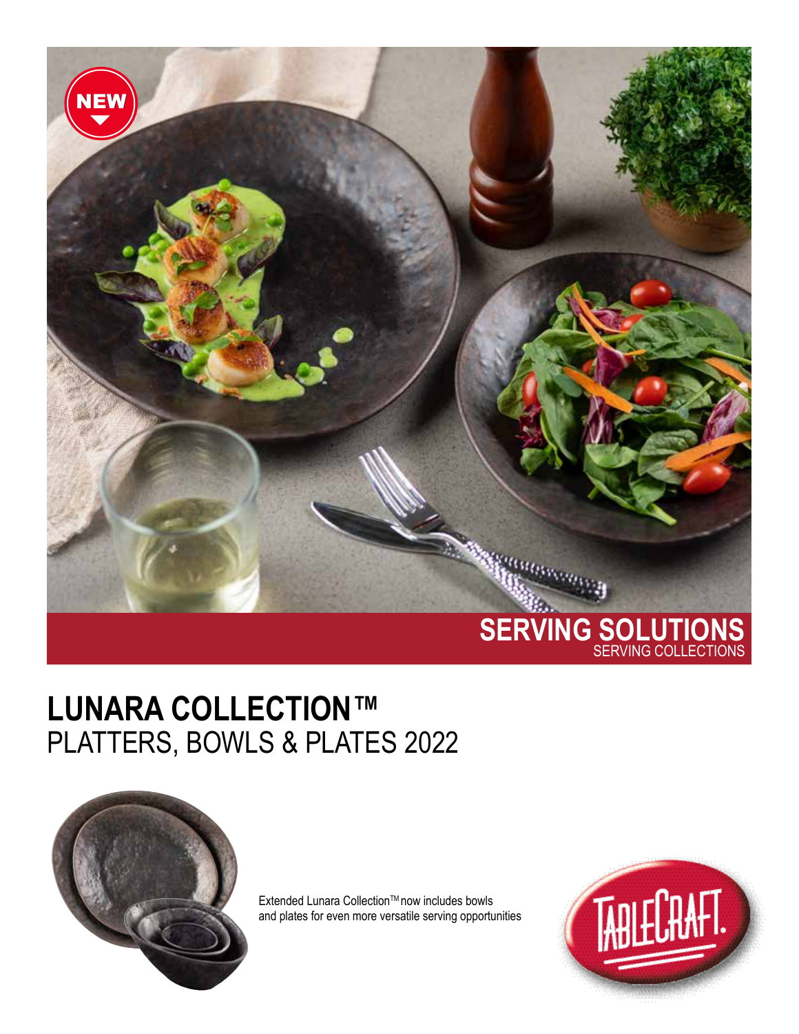NEW

**SERVING SOLUTIONS**
SERVING COLLECTIONS

# LUNARA COLLECTION™
## PLATTERS, BOWLS & PLATES 2022

Extended Lunara Collection™ now includes bowls and plates for even more versatile serving opportunities

TABLECRAFT.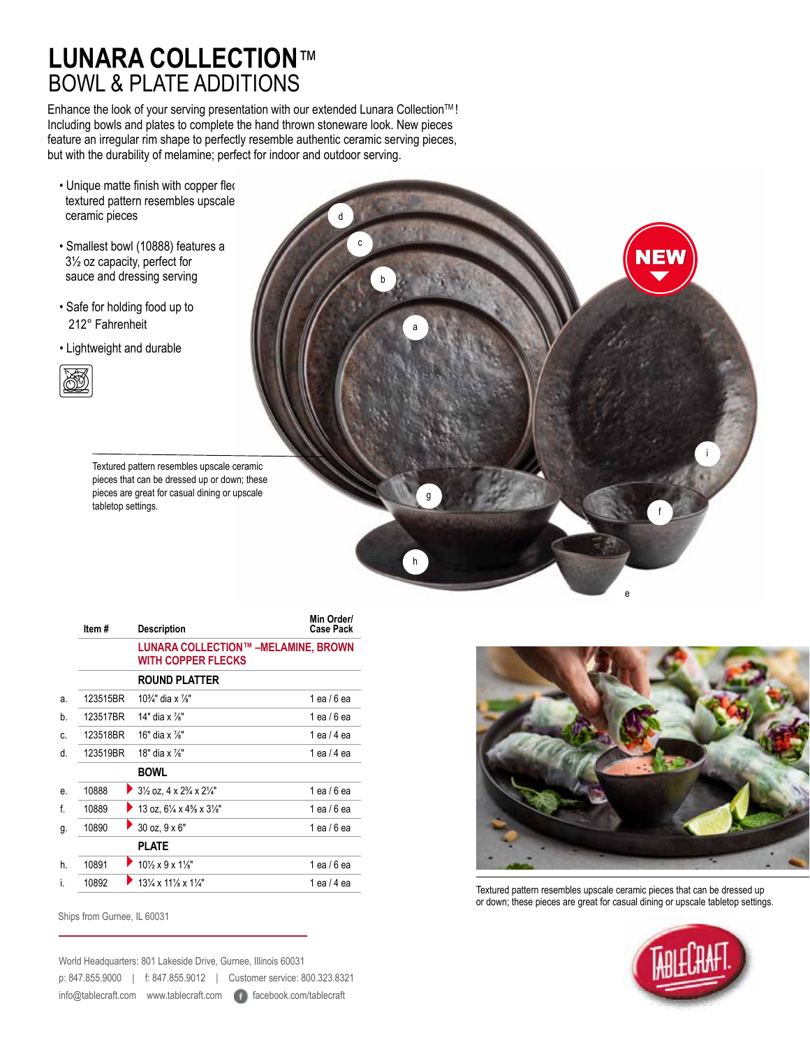# LUNARA COLLECTION™

## BOWL & PLATE ADDITIONS

Enhance the look of your serving presentation with our extended Lunara Collection™! Including bowls and plates to complete the hand thrown stoneware look. New pieces feature an irregular rim shape to perfectly resemble authentic ceramic serving pieces, but with the durability of melamine; perfect for indoor and outdoor serving.

- Unique matte finish with copper flec textured pattern resembles upscale ceramic pieces
- Smallest bowl (10888) features a 3½ oz capacity, perfect for sauce and dressing serving
- Safe for holding food up to 212° Fahrenheit
- Lightweight and durable

Textured pattern resembles upscale ceramic pieces that can be dressed up or down; these pieces are great for casual dining or upscale tabletop settings.

| | Item # | Description | Min Order/ Case Pack |
|---|---|---|---|
| | | **LUNARA COLLECTION™ –MELAMINE, BROWN WITH COPPER FLECKS** | |
| | | **ROUND PLATTER** | |
| a. | 123515BR | 10¾" dia x ⅞" | 1 ea / 6 ea |
| b. | 123517BR | 14" dia x ⅞" | 1 ea / 6 ea |
| c. | 123518BR | 16" dia x ⅞" | 1 ea / 4 ea |
| d. | 123519BR | 18" dia x ⅞" | 1 ea / 4 ea |
| | | **BOWL** | |
| e. | 10888 | 3½ oz, 4 x 2¾ x 2¼" | 1 ea / 6 ea |
| f. | 10889 | 13 oz, 6¼ x 4⅝ x 3⅛" | 1 ea / 6 ea |
| g. | 10890 | 30 oz, 9 x 6" | 1 ea / 6 ea |
| | | **PLATE** | |
| h. | 10891 | 10½ x 9 x 1⅛" | 1 ea / 6 ea |
| i. | 10892 | 13¼ x 11⅞ x 1¼" | 1 ea / 4 ea |

Ships from Gurnee, IL 60031

Textured pattern resembles upscale ceramic pieces that can be dressed up or down; these pieces are great for casual dining or upscale tabletop settings.

World Headquarters: 801 Lakeside Drive, Gurnee, Illinois 60031
p: 847.855.9000 | f: 847.855.9012 | Customer service: 800.323.8321
info@tablecraft.com www.tablecraft.com facebook.com/tablecraft